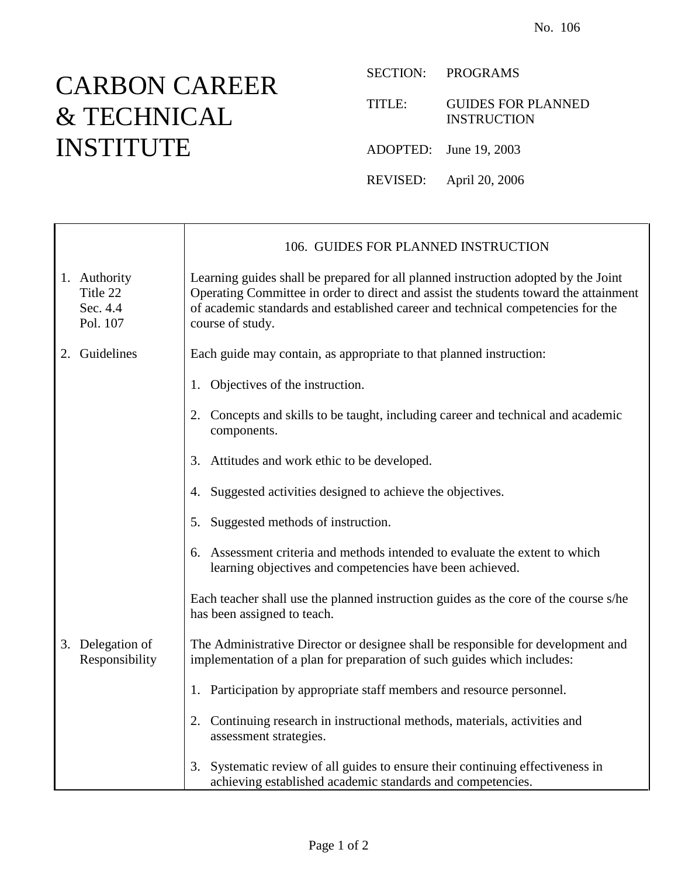No. 106

# CARBON CAREER & TECHNICAL INSTITUTE

SECTION: PROGRAMS

TITLE: GUIDES FOR PLANNED INSTRUCTION

ADOPTED: June 19, 2003

REVISED: April 20, 2006

## 106. GUIDES FOR PLANNED INSTRUCTION

**1. Authority**
Title 22
Sec. 4.4
Pol. 107

Learning guides shall be prepared for all planned instruction adopted by the Joint Operating Committee in order to direct and assist the students toward the attainment of academic standards and established career and technical competencies for the course of study.

**2. Guidelines**

Each guide may contain, as appropriate to that planned instruction:

1. Objectives of the instruction.

2. Concepts and skills to be taught, including career and technical and academic components.

3. Attitudes and work ethic to be developed.

4. Suggested activities designed to achieve the objectives.

5. Suggested methods of instruction.

6. Assessment criteria and methods intended to evaluate the extent to which learning objectives and competencies have been achieved.

Each teacher shall use the planned instruction guides as the core of the course s/he has been assigned to teach.

**3. Delegation of Responsibility**

The Administrative Director or designee shall be responsible for development and implementation of a plan for preparation of such guides which includes:

1. Participation by appropriate staff members and resource personnel.

2. Continuing research in instructional methods, materials, activities and assessment strategies.

3. Systematic review of all guides to ensure their continuing effectiveness in achieving established academic standards and competencies.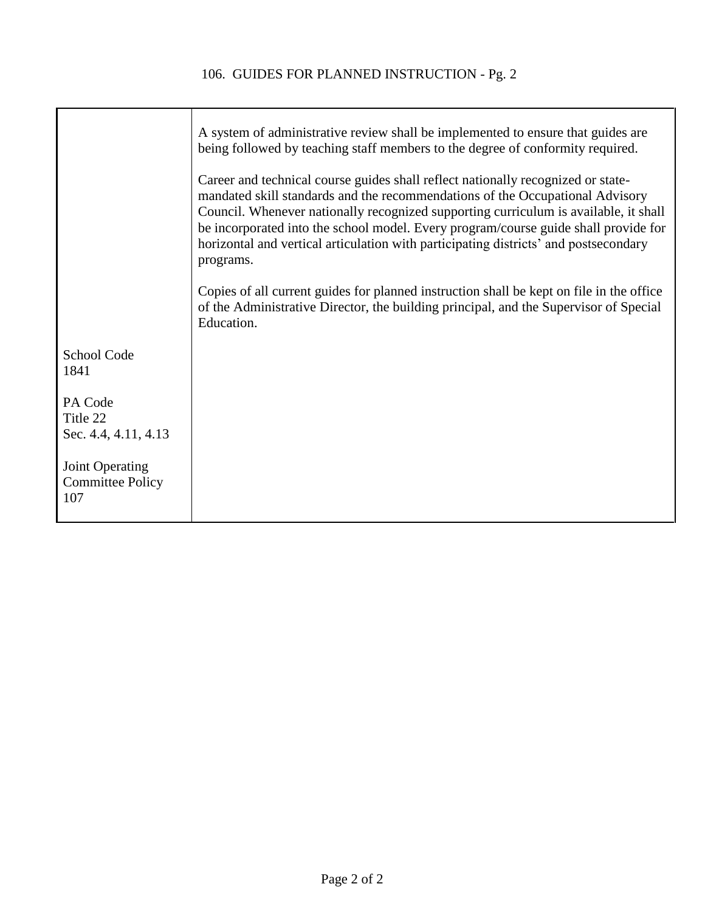| | |
|---|---|
| | A system of administrative review shall be implemented to ensure that guides are being followed by teaching staff members to the degree of conformity required.<br><br>Career and technical course guides shall reflect nationally recognized or state-mandated skill standards and the recommendations of the Occupational Advisory Council. Whenever nationally recognized supporting curriculum is available, it shall be incorporated into the school model. Every program/course guide shall provide for horizontal and vertical articulation with participating districts' and postsecondary programs.<br><br>Copies of all current guides for planned instruction shall be kept on file in the office of the Administrative Director, the building principal, and the Supervisor of Special Education. |
| School Code<br>1841<br><br>PA Code<br>Title 22<br>Sec. 4.4, 4.11, 4.13<br><br>Joint Operating Committee Policy<br>107 | |